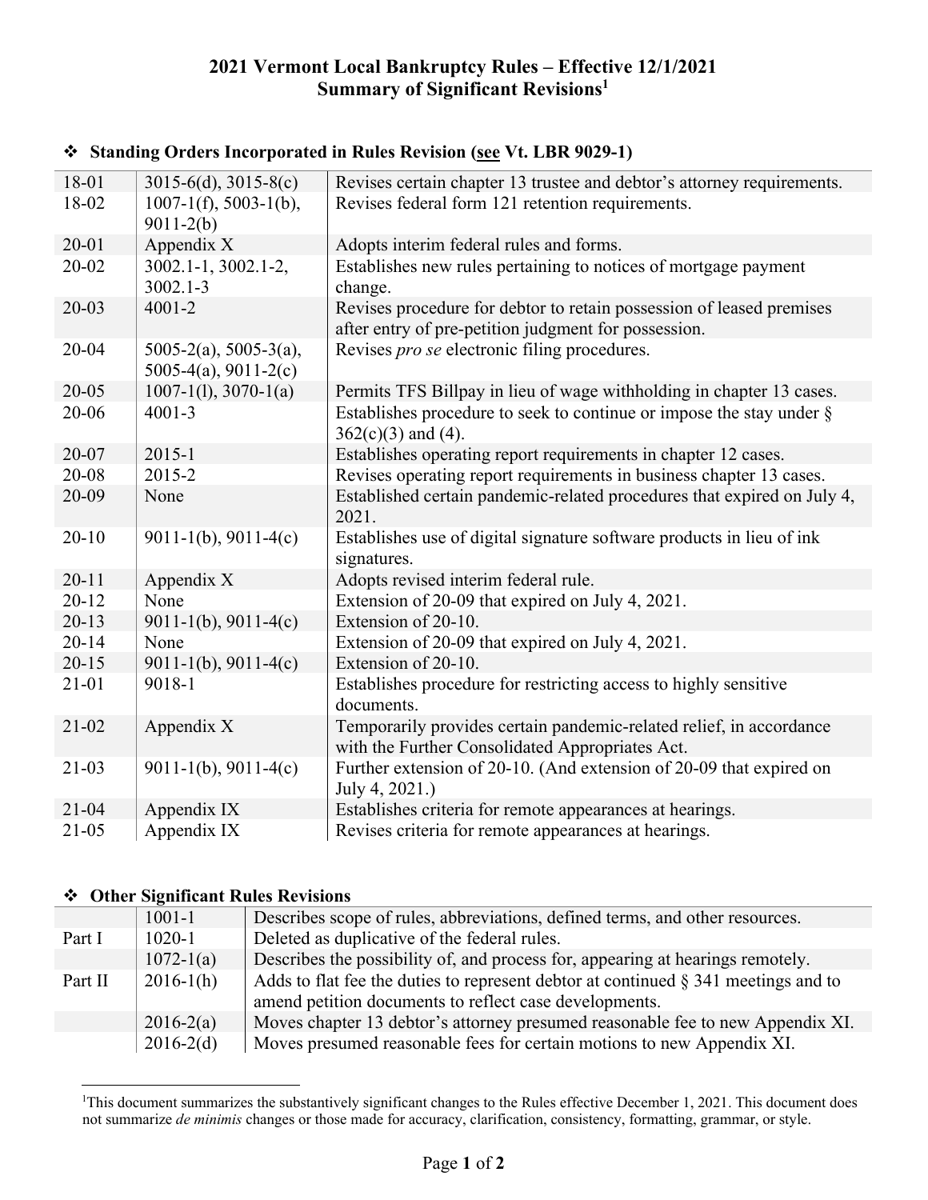# 2021 Vermont Local Bankruptcy Rules – Effective 12/1/2021
## Summary of Significant Revisions[1]

### ❖ Standing Orders Incorporated in Rules Revision (see Vt. LBR 9029-1)

| | | |
|---|---|---|
| 18-01 | 3015-6(d), 3015-8(c) | Revises certain chapter 13 trustee and debtor's attorney requirements. |
| 18-02 | 1007-1(f), 5003-1(b), 9011-2(b) | Revises federal form 121 retention requirements. |
| 20-01 | Appendix X | Adopts interim federal rules and forms. |
| 20-02 | 3002.1-1, 3002.1-2, 3002.1-3 | Establishes new rules pertaining to notices of mortgage payment change. |
| 20-03 | 4001-2 | Revises procedure for debtor to retain possession of leased premises after entry of pre-petition judgment for possession. |
| 20-04 | 5005-2(a), 5005-3(a), 5005-4(a), 9011-2(c) | Revises *pro se* electronic filing procedures. |
| 20-05 | 1007-1(l), 3070-1(a) | Permits TFS Billpay in lieu of wage withholding in chapter 13 cases. |
| 20-06 | 4001-3 | Establishes procedure to seek to continue or impose the stay under § 362(c)(3) and (4). |
| 20-07 | 2015-1 | Establishes operating report requirements in chapter 12 cases. |
| 20-08 | 2015-2 | Revises operating report requirements in business chapter 13 cases. |
| 20-09 | None | Established certain pandemic-related procedures that expired on July 4, 2021. |
| 20-10 | 9011-1(b), 9011-4(c) | Establishes use of digital signature software products in lieu of ink signatures. |
| 20-11 | Appendix X | Adopts revised interim federal rule. |
| 20-12 | None | Extension of 20-09 that expired on July 4, 2021. |
| 20-13 | 9011-1(b), 9011-4(c) | Extension of 20-10. |
| 20-14 | None | Extension of 20-09 that expired on July 4, 2021. |
| 20-15 | 9011-1(b), 9011-4(c) | Extension of 20-10. |
| 21-01 | 9018-1 | Establishes procedure for restricting access to highly sensitive documents. |
| 21-02 | Appendix X | Temporarily provides certain pandemic-related relief, in accordance with the Further Consolidated Appropriates Act. |
| 21-03 | 9011-1(b), 9011-4(c) | Further extension of 20-10. (And extension of 20-09 that expired on July 4, 2021.) |
| 21-04 | Appendix IX | Establishes criteria for remote appearances at hearings. |
| 21-05 | Appendix IX | Revises criteria for remote appearances at hearings. |

### ❖ Other Significant Rules Revisions

| | | |
|---|---|---|
| | 1001-1 | Describes scope of rules, abbreviations, defined terms, and other resources. |
| Part I | 1020-1 | Deleted as duplicative of the federal rules. |
| | 1072-1(a) | Describes the possibility of, and process for, appearing at hearings remotely. |
| Part II | 2016-1(h) | Adds to flat fee the duties to represent debtor at continued § 341 meetings and to amend petition documents to reflect case developments. |
| | 2016-2(a) | Moves chapter 13 debtor's attorney presumed reasonable fee to new Appendix XI. |
| | 2016-2(d) | Moves presumed reasonable fees for certain motions to new Appendix XI. |

[1]This document summarizes the substantively significant changes to the Rules effective December 1, 2021. This document does not summarize *de minimis* changes or those made for accuracy, clarification, consistency, formatting, grammar, or style.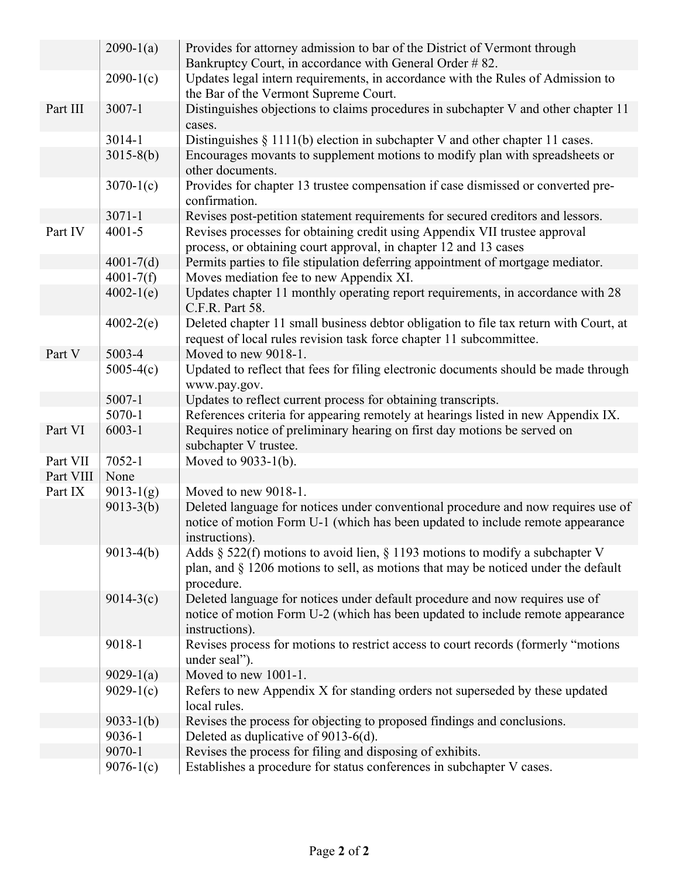| | | |
|---|---|---|
| | 2090-1(a) | Provides for attorney admission to bar of the District of Vermont through Bankruptcy Court, in accordance with General Order # 82. |
| | 2090-1(c) | Updates legal intern requirements, in accordance with the Rules of Admission to the Bar of the Vermont Supreme Court. |
| Part III | 3007-1 | Distinguishes objections to claims procedures in subchapter V and other chapter 11 cases. |
| | 3014-1 | Distinguishes § 1111(b) election in subchapter V and other chapter 11 cases. |
| | 3015-8(b) | Encourages movants to supplement motions to modify plan with spreadsheets or other documents. |
| | 3070-1(c) | Provides for chapter 13 trustee compensation if case dismissed or converted pre-confirmation. |
| | 3071-1 | Revises post-petition statement requirements for secured creditors and lessors. |
| Part IV | 4001-5 | Revises processes for obtaining credit using Appendix VII trustee approval process, or obtaining court approval, in chapter 12 and 13 cases |
| | 4001-7(d) | Permits parties to file stipulation deferring appointment of mortgage mediator. |
| | 4001-7(f) | Moves mediation fee to new Appendix XI. |
| | 4002-1(e) | Updates chapter 11 monthly operating report requirements, in accordance with 28 C.F.R. Part 58. |
| | 4002-2(e) | Deleted chapter 11 small business debtor obligation to file tax return with Court, at request of local rules revision task force chapter 11 subcommittee. |
| Part V | 5003-4 | Moved to new 9018-1. |
| | 5005-4(c) | Updated to reflect that fees for filing electronic documents should be made through www.pay.gov. |
| | 5007-1 | Updates to reflect current process for obtaining transcripts. |
| | 5070-1 | References criteria for appearing remotely at hearings listed in new Appendix IX. |
| Part VI | 6003-1 | Requires notice of preliminary hearing on first day motions be served on subchapter V trustee. |
| Part VII | 7052-1 | Moved to 9033-1(b). |
| Part VIII | None | |
| Part IX | 9013-1(g) | Moved to new 9018-1. |
| | 9013-3(b) | Deleted language for notices under conventional procedure and now requires use of notice of motion Form U-1 (which has been updated to include remote appearance instructions). |
| | 9013-4(b) | Adds § 522(f) motions to avoid lien, § 1193 motions to modify a subchapter V plan, and § 1206 motions to sell, as motions that may be noticed under the default procedure. |
| | 9014-3(c) | Deleted language for notices under default procedure and now requires use of notice of motion Form U-2 (which has been updated to include remote appearance instructions). |
| | 9018-1 | Revises process for motions to restrict access to court records (formerly "motions under seal"). |
| | 9029-1(a) | Moved to new 1001-1. |
| | 9029-1(c) | Refers to new Appendix X for standing orders not superseded by these updated local rules. |
| | 9033-1(b) | Revises the process for objecting to proposed findings and conclusions. |
| | 9036-1 | Deleted as duplicative of 9013-6(d). |
| | 9070-1 | Revises the process for filing and disposing of exhibits. |
| | 9076-1(c) | Establishes a procedure for status conferences in subchapter V cases. |